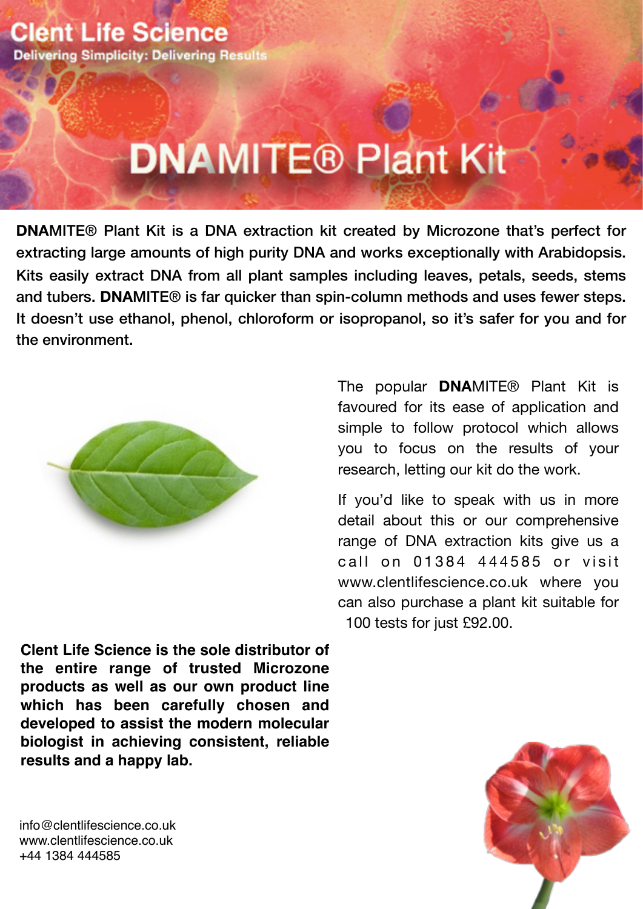**Clent Life Science**

**Delivering Simplicity: Delivering Results**

# DNAMITE® Plant Kit

**DNA**MITE® Plant Kit is a DNA extraction kit created by Microzone that's perfect for extracting large amounts of high purity DNA and works exceptionally with Arabidopsis. Kits easily extract DNA from all plant samples including leaves, petals, seeds, stems and tubers. **DNA**MITE® is far quicker than spin-column methods and uses fewer steps. It doesn't use ethanol, phenol, chloroform or isopropanol, so it's safer for you and for the environment.

The popular **DNA**MITE® Plant Kit is favoured for its ease of application and simple to follow protocol which allows you to focus on the results of your research, letting our kit do the work.

If you'd like to speak with us in more detail about this or our comprehensive range of DNA extraction kits give us a call on 01384 444585 or visit www.clentlifescience.co.uk where you can also purchase a plant kit suitable for 100 tests for just £92.00.

**Clent Life Science is the sole distributor of the entire range of trusted Microzone products as well as our own product line which has been carefully chosen and developed to assist the modern molecular biologist in achieving consistent, reliable results and a happy lab.**

info@clentlifescience.co.uk
www.clentlifescience.co.uk
+44 1384 444585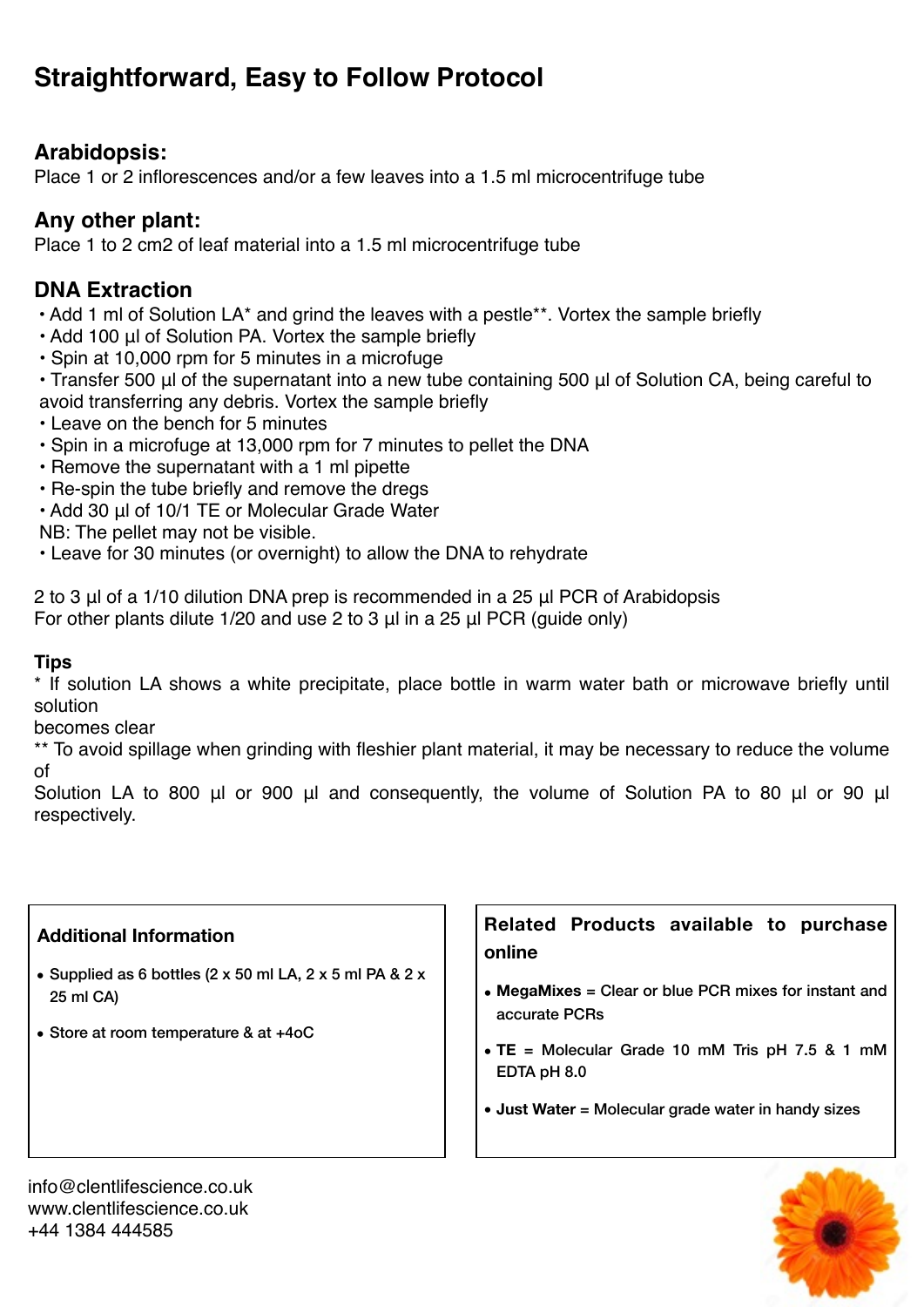# Straightforward, Easy to Follow Protocol

## Arabidopsis:

Place 1 or 2 inflorescences and/or a few leaves into a 1.5 ml microcentrifuge tube

## Any other plant:

Place 1 to 2 cm2 of leaf material into a 1.5 ml microcentrifuge tube

## DNA Extraction

- Add 1 ml of Solution LA* and grind the leaves with a pestle**. Vortex the sample briefly
- Add 100 µl of Solution PA. Vortex the sample briefly
- Spin at 10,000 rpm for 5 minutes in a microfuge
- Transfer 500 µl of the supernatant into a new tube containing 500 µl of Solution CA, being careful to avoid transferring any debris. Vortex the sample briefly
- Leave on the bench for 5 minutes
- Spin in a microfuge at 13,000 rpm for 7 minutes to pellet the DNA
- Remove the supernatant with a 1 ml pipette
- Re-spin the tube briefly and remove the dregs
- Add 30 µl of 10/1 TE or Molecular Grade Water

NB: The pellet may not be visible.

- Leave for 30 minutes (or overnight) to allow the DNA to rehydrate

2 to 3 µl of a 1/10 dilution DNA prep is recommended in a 25 µl PCR of Arabidopsis
For other plants dilute 1/20 and use 2 to 3 µl in a 25 µl PCR (guide only)

**Tips**

* If solution LA shows a white precipitate, place bottle in warm water bath or microwave briefly until solution becomes clear

** To avoid spillage when grinding with fleshier plant material, it may be necessary to reduce the volume of Solution LA to 800 µl or 900 µl and consequently, the volume of Solution PA to 80 µl or 90 µl respectively.

**Additional Information**

- Supplied as 6 bottles (2 x 50 ml LA, 2 x 5 ml PA & 2 x 25 ml CA)
- Store at room temperature & at +4oC

**Related Products available to purchase online**

- **MegaMixes** = Clear or blue PCR mixes for instant and accurate PCRs
- **TE** = Molecular Grade 10 mM Tris pH 7.5 & 1 mM EDTA pH 8.0
- **Just Water** = Molecular grade water in handy sizes

info@clentlifescience.co.uk
www.clentlifescience.co.uk
+44 1384 444585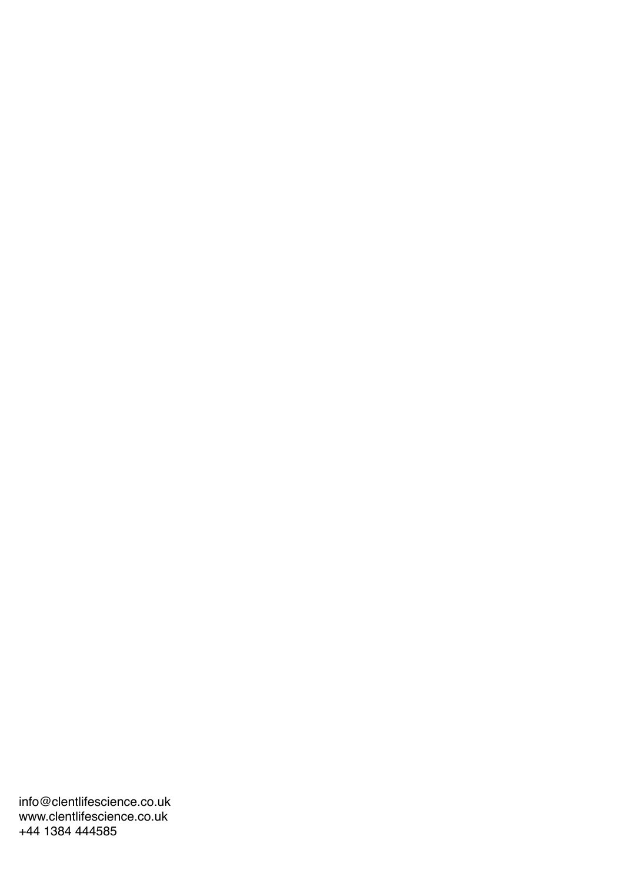info@clentlifescience.co.uk
www.clentlifescience.co.uk
+44 1384 444585